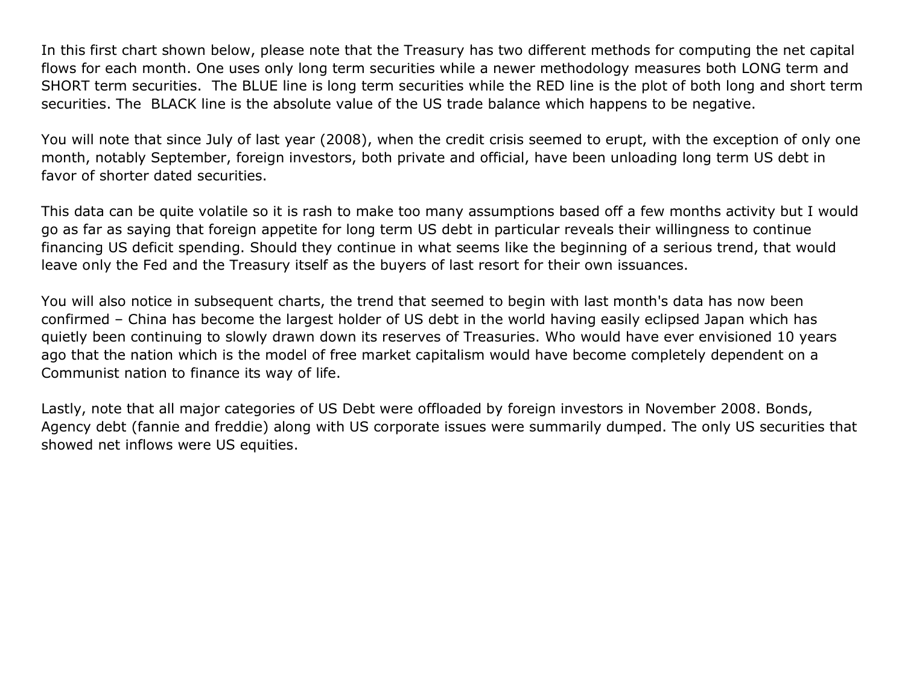In this first chart shown below, please note that the Treasury has two different methods for computing the net capital flows for each month. One uses only long term securities while a newer methodology measures both LONG term and SHORT term securities.  The BLUE line is long term securities while the RED line is the plot of both long and short term securities. The  BLACK line is the absolute value of the US trade balance which happens to be negative.

You will note that since July of last year (2008), when the credit crisis seemed to erupt, with the exception of only one month, notably September, foreign investors, both private and official, have been unloading long term US debt in favor of shorter dated securities.

This data can be quite volatile so it is rash to make too many assumptions based off a few months activity but I would go as far as saying that foreign appetite for long term US debt in particular reveals their willingness to continue financing US deficit spending. Should they continue in what seems like the beginning of a serious trend, that would leave only the Fed and the Treasury itself as the buyers of last resort for their own issuances.

You will also notice in subsequent charts, the trend that seemed to begin with last month's data has now been confirmed – China has become the largest holder of US debt in the world having easily eclipsed Japan which has quietly been continuing to slowly drawn down its reserves of Treasuries. Who would have ever envisioned 10 years ago that the nation which is the model of free market capitalism would have become completely dependent on a Communist nation to finance its way of life.

Lastly, note that all major categories of US Debt were offloaded by foreign investors in November 2008. Bonds, Agency debt (fannie and freddie) along with US corporate issues were summarily dumped. The only US securities that showed net inflows were US equities.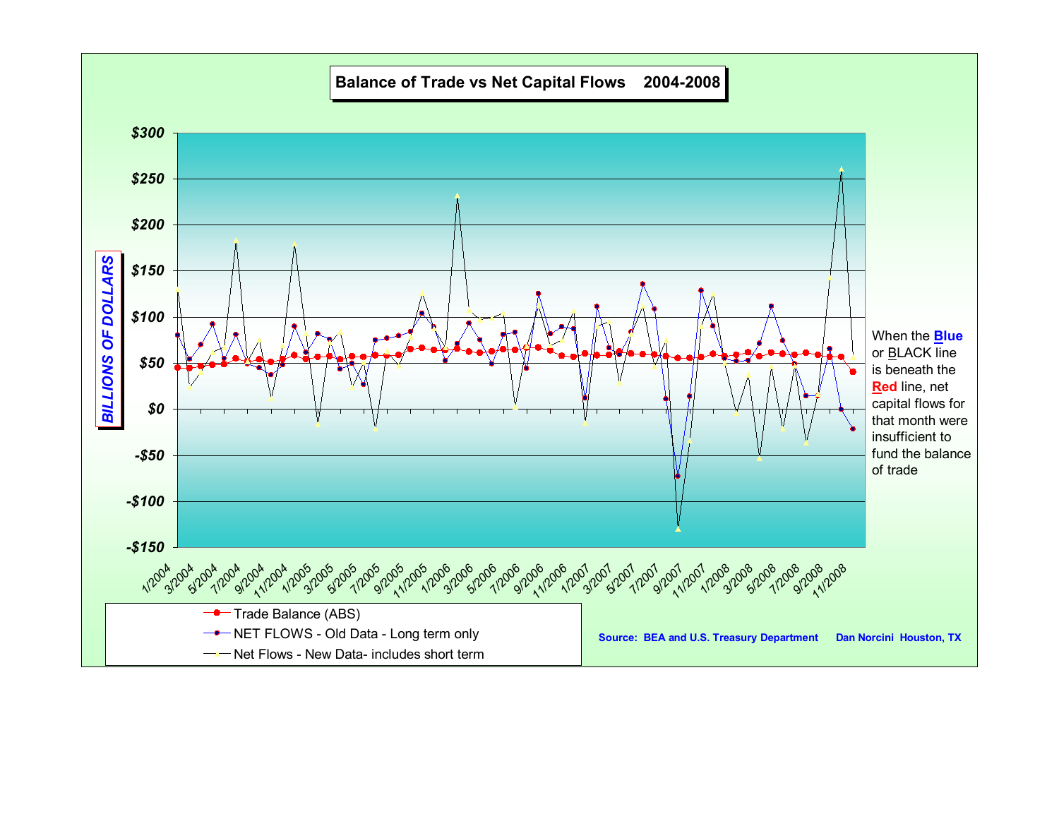## Balance of Trade vs Net Capital Flows 2004-2008

*BILLIONS OF DOLLARS*

$300
$250
$200
$150
$100
$50
$0
-$50
-$100
-$150

1/2004 3/2004 5/2004 7/2004 9/2004 11/2004 1/2005 3/2005 5/2005 7/2005 9/2005 11/2005 1/2006 3/2006 5/2006 7/2006 9/2006 11/2006 1/2007 3/2007 5/2007 7/2007 9/2007 11/2007 1/2008 3/2008 5/2008 7/2008 9/2008 11/2008

- Trade Balance (ABS)
- NET FLOWS - Old Data - Long term only
- Net Flows - New Data- includes short term

When the **Blue** or BLACK line is beneath the **Red** line, net capital flows for that month were insufficient to fund the balance of trade

**Source: BEA and U.S. Treasury Department** **Dan Norcini Houston, TX**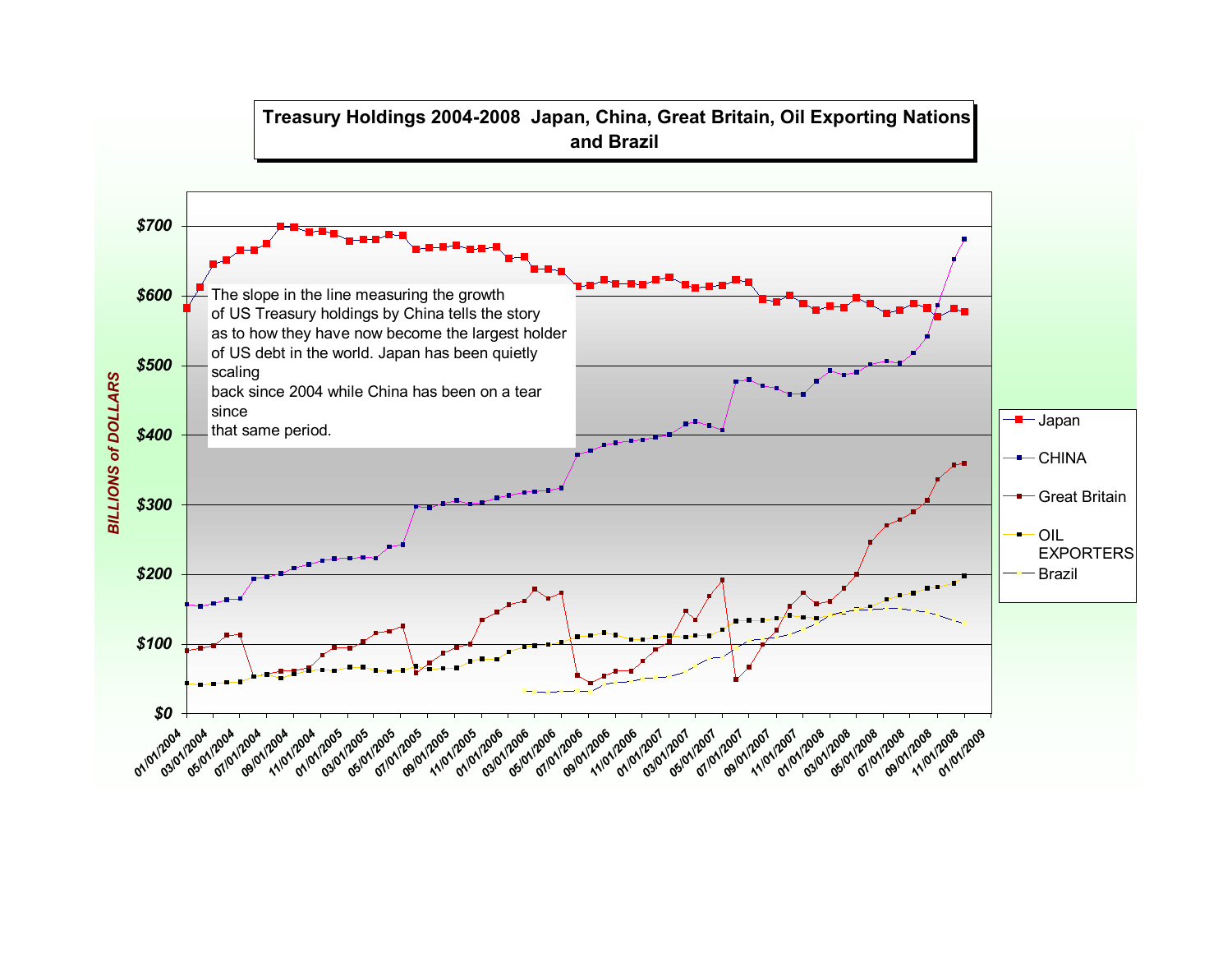## Treasury Holdings 2004-2008 Japan, China, Great Britain, Oil Exporting Nations and Brazil

The slope in the line measuring the growth of US Treasury holdings by China tells the story as to how they have now become the largest holder of US debt in the world. Japan has been quietly scaling back since 2004 while China has been on a tear since that same period.

*BILLIONS of DOLLARS*

Legend: Japan, CHINA, Great Britain, OIL EXPORTERS, Brazil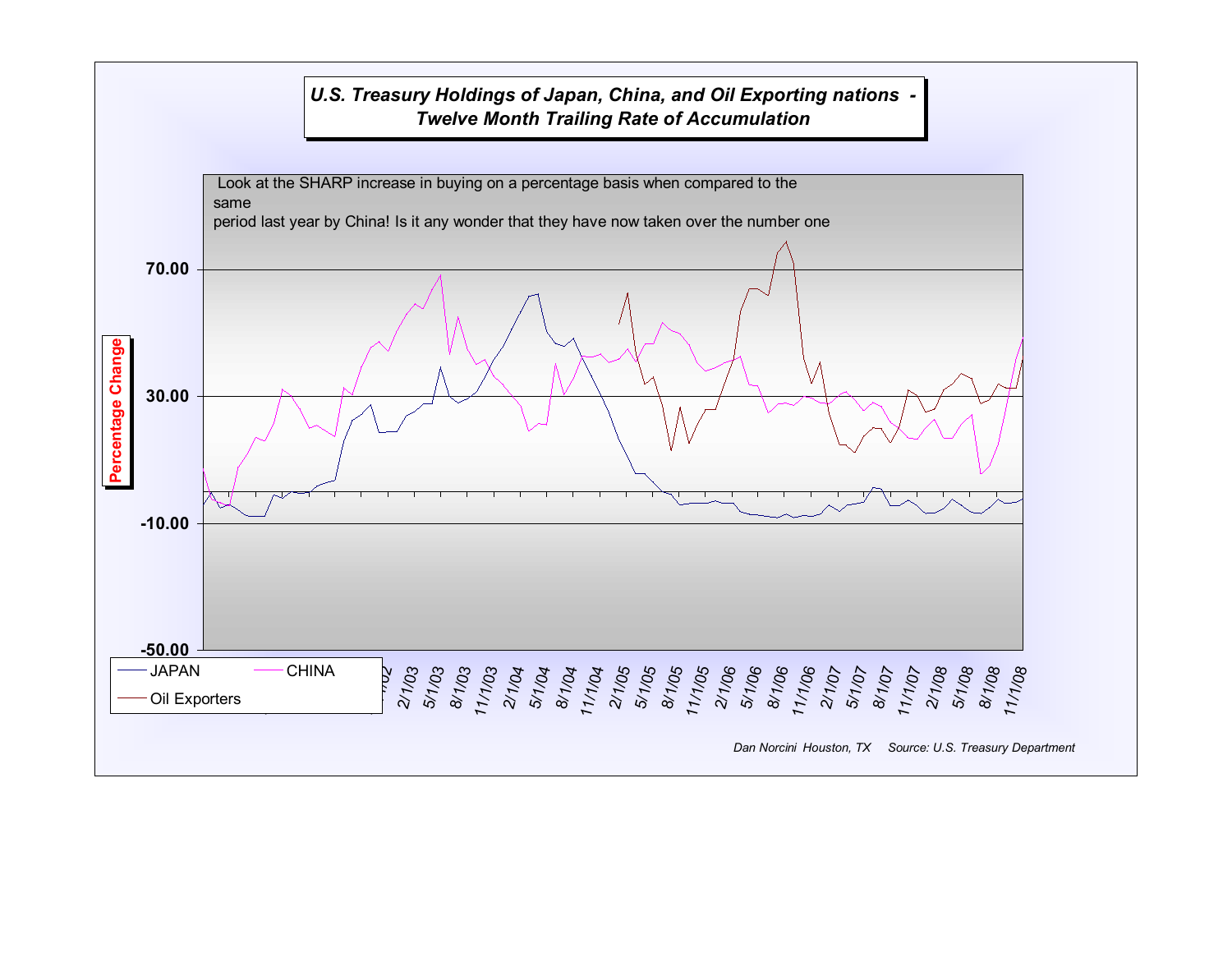## U.S. Treasury Holdings of Japan, China, and Oil Exporting nations - Twelve Month Trailing Rate of Accumulation

Look at the SHARP increase in buying on a percentage basis when compared to the same period last year by China! Is it any wonder that they have now taken over the number one

Percentage Change

70.00

30.00

-10.00

-50.00

JAPAN — CHINA — Oil Exporters

2/1/03, 5/1/03, 8/1/03, 11/1/03, 2/1/04, 5/1/04, 8/1/04, 11/1/04, 2/1/05, 5/1/05, 8/1/05, 11/1/05, 2/1/06, 5/1/06, 8/1/06, 11/1/06, 2/1/07, 5/1/07, 8/1/07, 11/1/07, 2/1/08, 5/1/08, 8/1/08, 11/1/08

*Dan Norcini Houston, TX     Source: U.S. Treasury Department*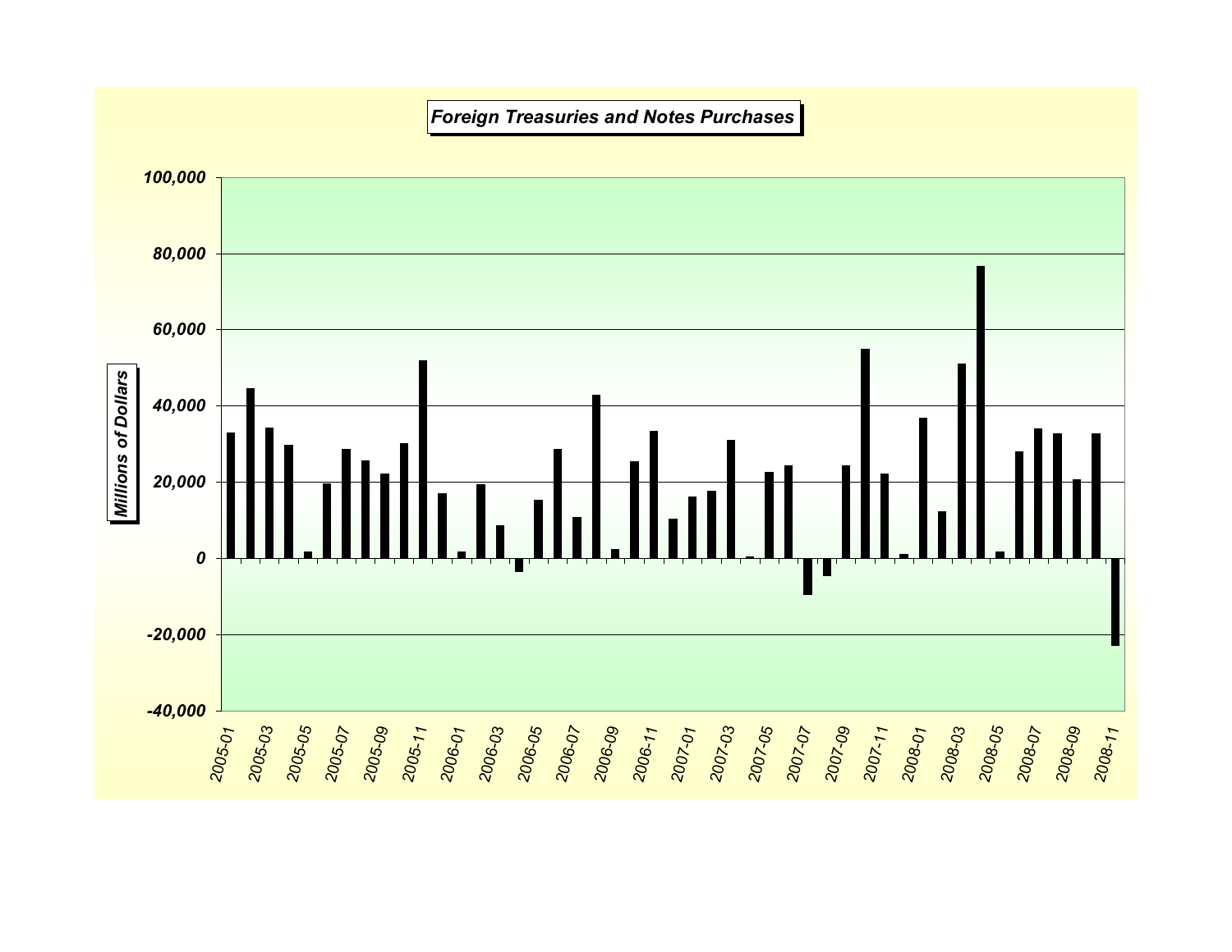**Foreign Treasuries and Notes Purchases**

*Millions of Dollars*

100,000
80,000
60,000
40,000
20,000
0
-20,000
-40,000

2005-01 2005-03 2005-05 2005-07 2005-09 2005-11 2006-01 2006-03 2006-05 2006-07 2006-09 2006-11 2007-01 2007-03 2007-05 2007-07 2007-09 2007-11 2008-01 2008-03 2008-05 2008-07 2008-09 2008-11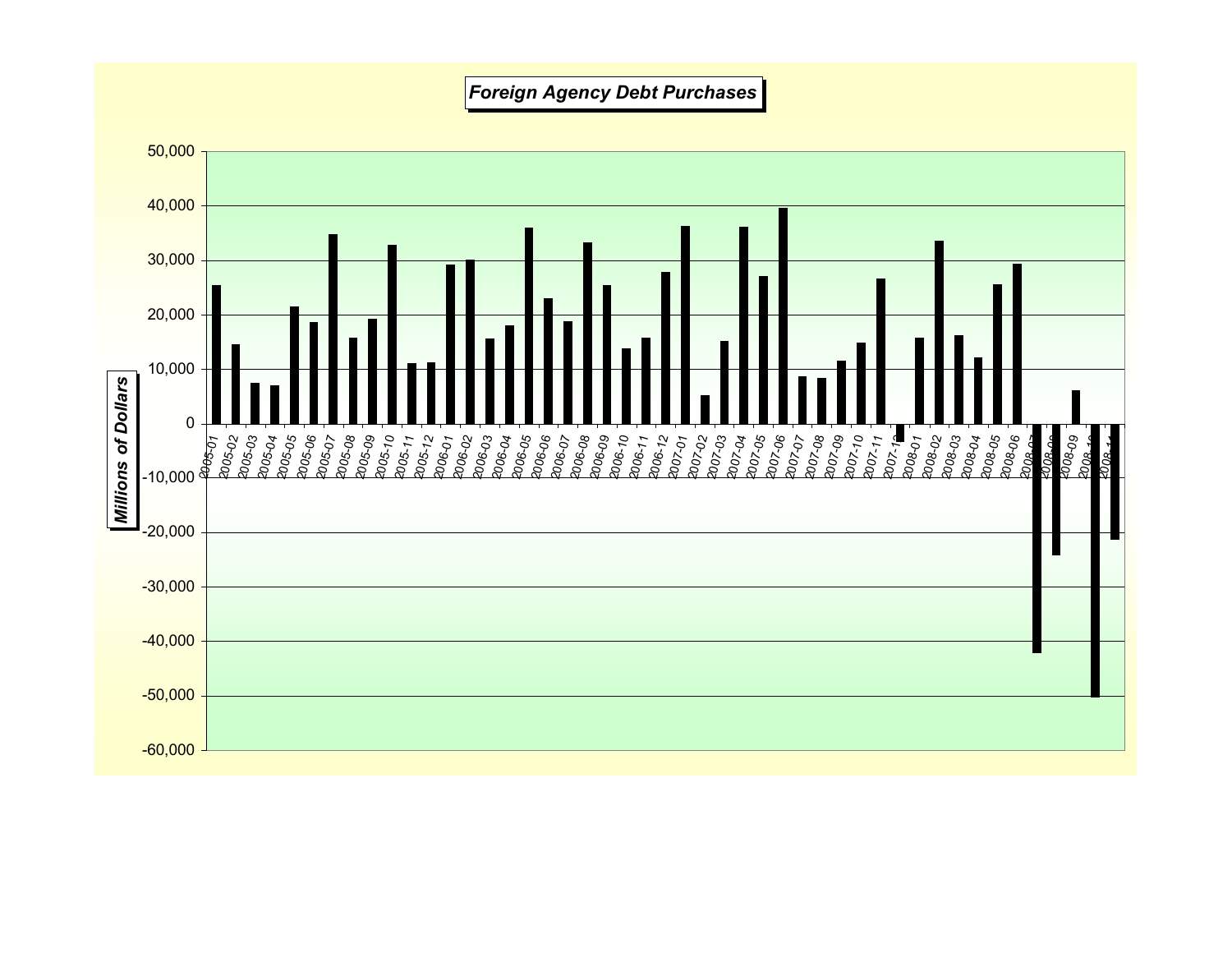## Foreign Agency Debt Purchases

Millions of Dollars

50,000
40,000
30,000
20,000
10,000
0
-10,000
-20,000
-30,000
-40,000
-50,000
-60,000

2005-01 2005-02 2005-03 2005-04 2005-05 2005-06 2005-07 2005-08 2005-09 2005-10 2005-11 2005-12 2006-01 2006-02 2006-03 2006-04 2006-05 2006-06 2006-07 2006-08 2006-09 2006-10 2006-11 2006-12 2007-01 2007-02 2007-03 2007-04 2007-05 2007-06 2007-07 2007-08 2007-09 2007-10 2007-11 2007-12 2008-01 2008-02 2008-03 2008-04 2008-05 2008-06 2008-07 2008-08 2008-09 2008-10 2008-11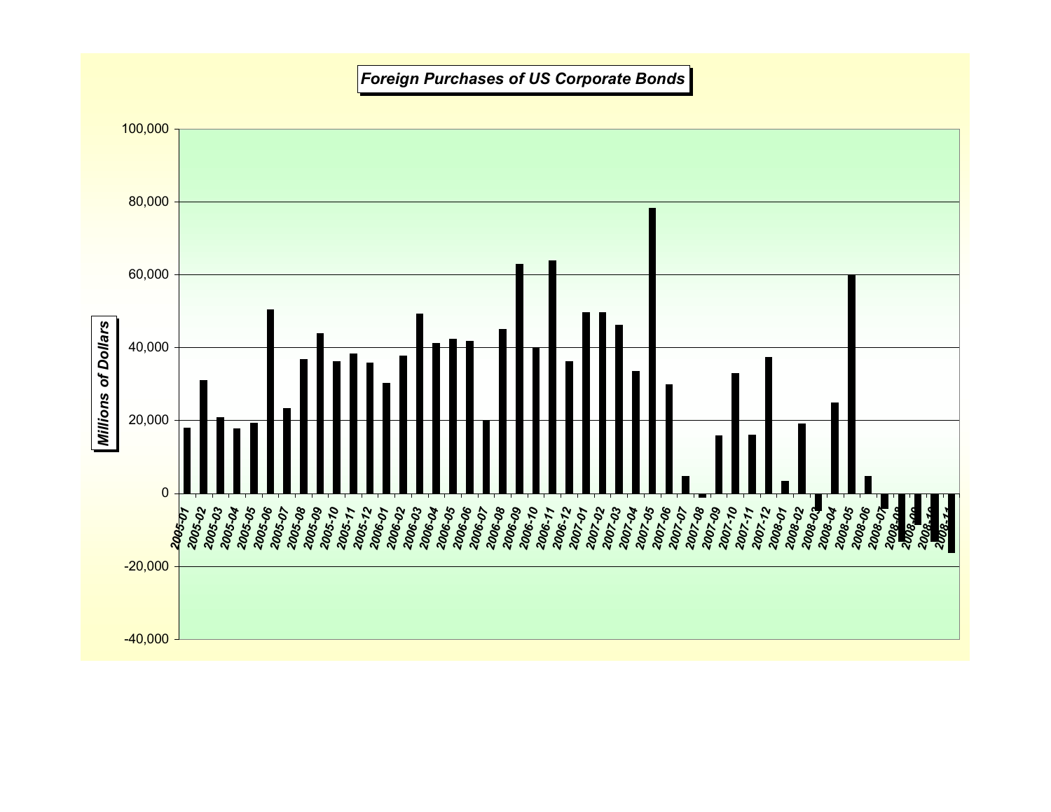## Foreign Purchases of US Corporate Bonds

Millions of Dollars

100,000
80,000
60,000
40,000
20,000
0
-20,000
-40,000

2005-01 2005-02 2005-03 2005-04 2005-05 2005-06 2005-07 2005-08 2005-09 2005-10 2005-11 2005-12 2006-01 2006-02 2006-03 2006-04 2006-05 2006-06 2006-07 2006-08 2006-09 2006-10 2006-11 2006-12 2007-01 2007-02 2007-03 2007-04 2007-05 2007-06 2007-07 2007-08 2007-09 2007-10 2007-11 2007-12 2008-01 2008-02 2008-03 2008-04 2008-05 2008-06 2008-07 2008-08 2008-09 2008-10 2008-11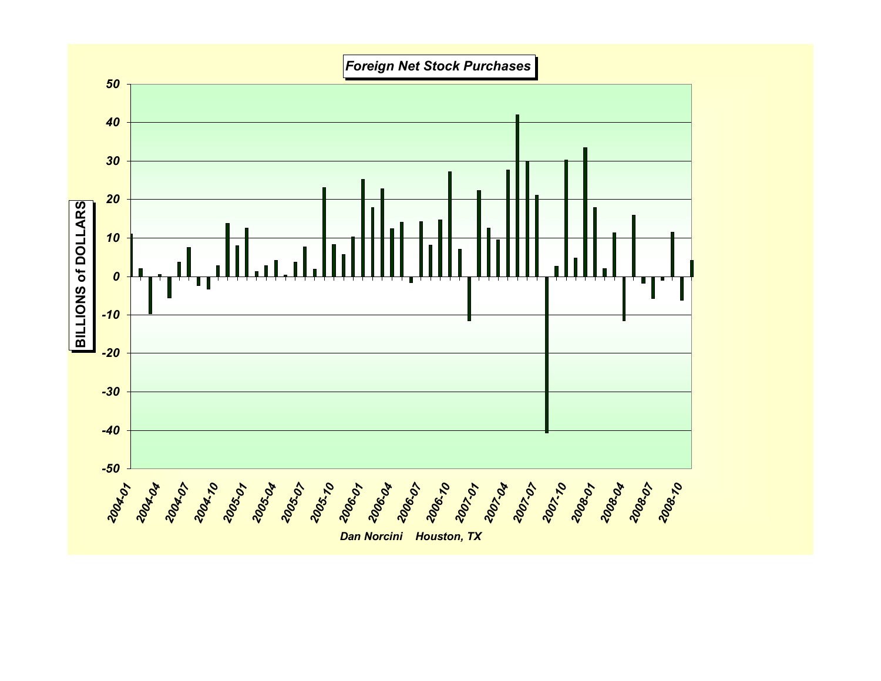Foreign Net Stock Purchases

50
40
30
20
10
0
-10
-20
-30
-40
-50

BILLIONS of DOLLARS

2004-01
2004-04
2004-07
2004-10
2005-01
2005-04
2005-07
2005-10
2006-01
2006-04
2006-07
2006-10
2007-01
2007-04
2007-07
2007-10
2008-01
2008-04
2008-07
2008-10

Dan Norcini Houston, TX